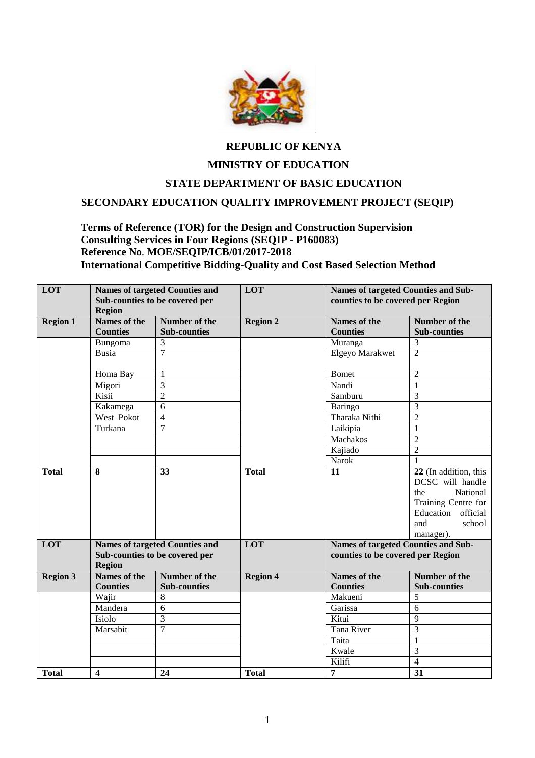# REPUBLIC OF KENYA

## MINISTRY OF EDUCATION

## STATE DEPARTMENT OF BASIC EDUCATION

## SECONDARY EDUCATION QUALITY IMPROVEMENT PROJECT (SEQIP)

**Terms of Reference (TOR) for the Design and Construction Supervision Consulting Services in Four Regions (SEQIP - P160083)**
**Reference No. MOE/SEQIP/ICB/01/2017-2018**
**International Competitive Bidding-Quality and Cost Based Selection Method**

| LOT | Names of targeted Counties and Sub-counties to be covered per Region | | LOT | Names of targeted Counties and Sub-counties to be covered per Region | |
|---|---|---|---|---|---|
| **Region 1** | **Names of the Counties** | **Number of the Sub-counties** | **Region 2** | **Names of the Counties** | **Number of the Sub-counties** |
| | Bungoma | 3 | | Muranga | 3 |
| | Busia | 7 | | Elgeyo Marakwet | 2 |
| | Homa Bay | 1 | | Bomet | 2 |
| | Migori | 3 | | Nandi | 1 |
| | Kisii | 2 | | Samburu | 3 |
| | Kakamega | 6 | | Baringo | 3 |
| | West Pokot | 4 | | Tharaka Nithi | 2 |
| | Turkana | 7 | | Laikipia | 1 |
| | | | | Machakos | 2 |
| | | | | Kajiado | 2 |
| | | | | Narok | 1 |
| **Total** | **8** | **33** | **Total** | **11** | **22** (In addition, this DCSC will handle the National Training Centre for Education official and school manager). |
| **LOT** | **Names of targeted Counties and Sub-counties to be covered per Region** | | **LOT** | **Names of targeted Counties and Sub-counties to be covered per Region** | |
| **Region 3** | **Names of the Counties** | **Number of the Sub-counties** | **Region 4** | **Names of the Counties** | **Number of the Sub-counties** |
| | Wajir | 8 | | Makueni | 5 |
| | Mandera | 6 | | Garissa | 6 |
| | Isiolo | 3 | | Kitui | 9 |
| | Marsabit | 7 | | Tana River | 3 |
| | | | | Taita | 1 |
| | | | | Kwale | 3 |
| | | | | Kilifi | 4 |
| **Total** | **4** | **24** | **Total** | **7** | **31** |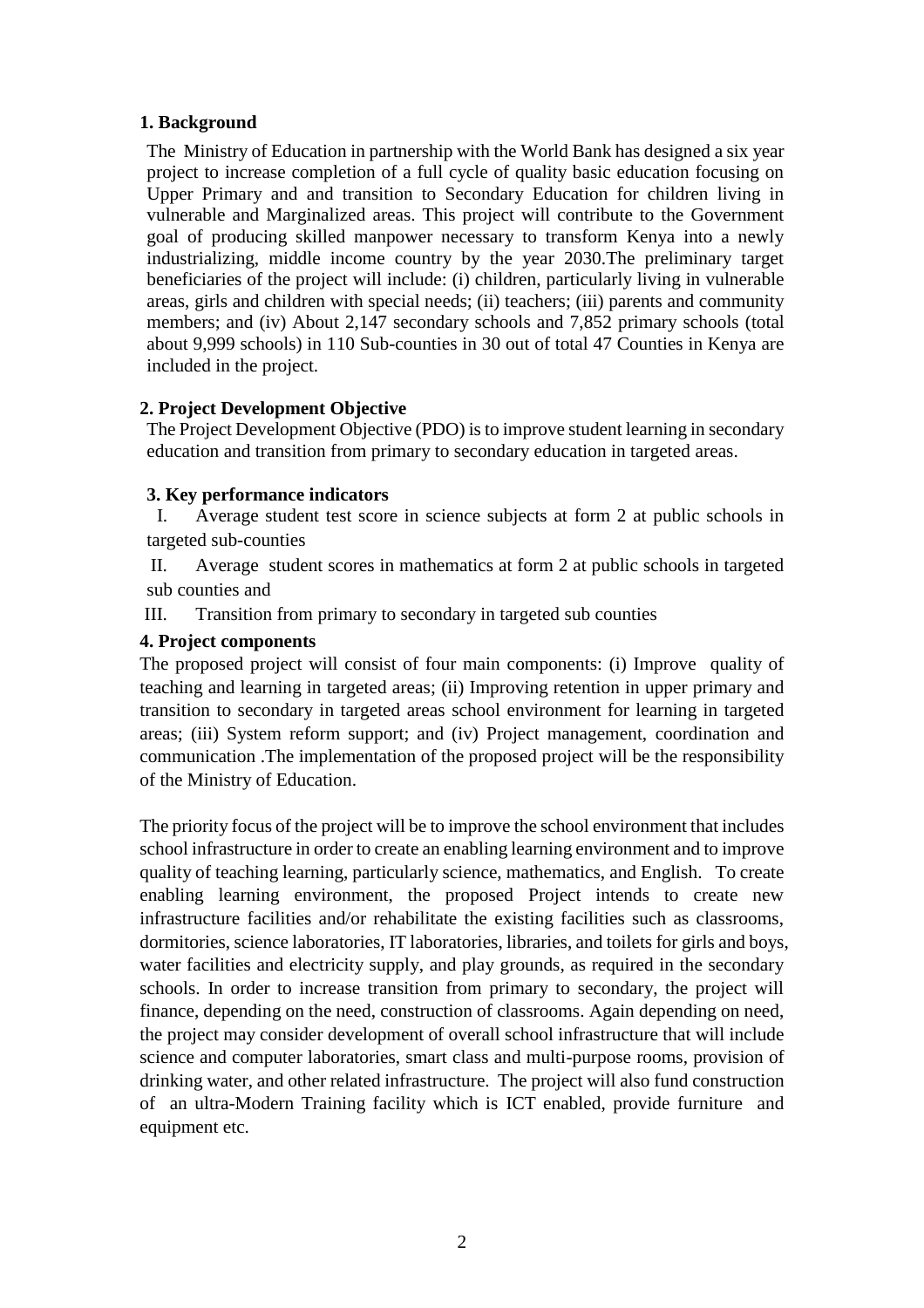## 1. Background

The Ministry of Education in partnership with the World Bank has designed a six year project to increase completion of a full cycle of quality basic education focusing on Upper Primary and and transition to Secondary Education for children living in vulnerable and Marginalized areas. This project will contribute to the Government goal of producing skilled manpower necessary to transform Kenya into a newly industrializing, middle income country by the year 2030.The preliminary target beneficiaries of the project will include: (i) children, particularly living in vulnerable areas, girls and children with special needs; (ii) teachers; (iii) parents and community members; and (iv) About 2,147 secondary schools and 7,852 primary schools (total about 9,999 schools) in 110 Sub-counties in 30 out of total 47 Counties in Kenya are included in the project.

## 2. Project Development Objective

The Project Development Objective (PDO) is to improve student learning in secondary education and transition from primary to secondary education in targeted areas.

## 3. Key performance indicators

I. Average student test score in science subjects at form 2 at public schools in targeted sub-counties

II. Average student scores in mathematics at form 2 at public schools in targeted sub counties and

III. Transition from primary to secondary in targeted sub counties

## 4. Project components

The proposed project will consist of four main components: (i) Improve quality of teaching and learning in targeted areas; (ii) Improving retention in upper primary and transition to secondary in targeted areas school environment for learning in targeted areas; (iii) System reform support; and (iv) Project management, coordination and communication .The implementation of the proposed project will be the responsibility of the Ministry of Education.

The priority focus of the project will be to improve the school environment that includes school infrastructure in order to create an enabling learning environment and to improve quality of teaching learning, particularly science, mathematics, and English. To create enabling learning environment, the proposed Project intends to create new infrastructure facilities and/or rehabilitate the existing facilities such as classrooms, dormitories, science laboratories, IT laboratories, libraries, and toilets for girls and boys, water facilities and electricity supply, and play grounds, as required in the secondary schools. In order to increase transition from primary to secondary, the project will finance, depending on the need, construction of classrooms. Again depending on need, the project may consider development of overall school infrastructure that will include science and computer laboratories, smart class and multi-purpose rooms, provision of drinking water, and other related infrastructure. The project will also fund construction of an ultra-Modern Training facility which is ICT enabled, provide furniture and equipment etc.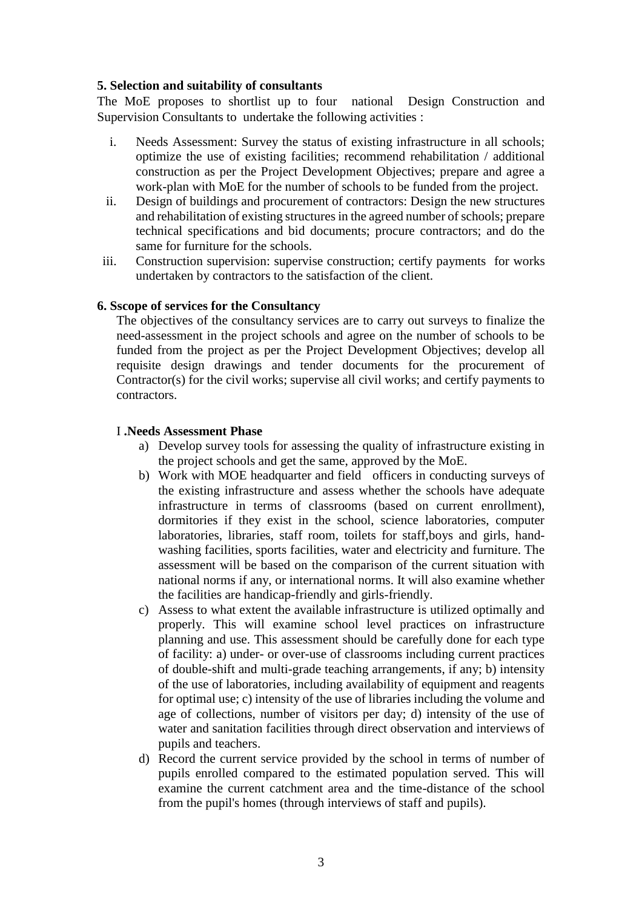**5. Selection and suitability of consultants**

The MoE proposes to shortlist up to four national Design Construction and Supervision Consultants to undertake the following activities :

i. Needs Assessment: Survey the status of existing infrastructure in all schools; optimize the use of existing facilities; recommend rehabilitation / additional construction as per the Project Development Objectives; prepare and agree a work-plan with MoE for the number of schools to be funded from the project.
ii. Design of buildings and procurement of contractors: Design the new structures and rehabilitation of existing structures in the agreed number of schools; prepare technical specifications and bid documents; procure contractors; and do the same for furniture for the schools.
iii. Construction supervision: supervise construction; certify payments for works undertaken by contractors to the satisfaction of the client.

**6. Sscope of services for the Consultancy**

The objectives of the consultancy services are to carry out surveys to finalize the need-assessment in the project schools and agree on the number of schools to be funded from the project as per the Project Development Objectives; develop all requisite design drawings and tender documents for the procurement of Contractor(s) for the civil works; supervise all civil works; and certify payments to contractors.

I **.Needs Assessment Phase**

a) Develop survey tools for assessing the quality of infrastructure existing in the project schools and get the same, approved by the MoE.
b) Work with MOE headquarter and field officers in conducting surveys of the existing infrastructure and assess whether the schools have adequate infrastructure in terms of classrooms (based on current enrollment), dormitories if they exist in the school, science laboratories, computer laboratories, libraries, staff room, toilets for staff,boys and girls, hand-washing facilities, sports facilities, water and electricity and furniture. The assessment will be based on the comparison of the current situation with national norms if any, or international norms. It will also examine whether the facilities are handicap-friendly and girls-friendly.
c) Assess to what extent the available infrastructure is utilized optimally and properly. This will examine school level practices on infrastructure planning and use. This assessment should be carefully done for each type of facility: a) under- or over-use of classrooms including current practices of double-shift and multi-grade teaching arrangements, if any; b) intensity of the use of laboratories, including availability of equipment and reagents for optimal use; c) intensity of the use of libraries including the volume and age of collections, number of visitors per day; d) intensity of the use of water and sanitation facilities through direct observation and interviews of pupils and teachers.
d) Record the current service provided by the school in terms of number of pupils enrolled compared to the estimated population served. This will examine the current catchment area and the time-distance of the school from the pupil's homes (through interviews of staff and pupils).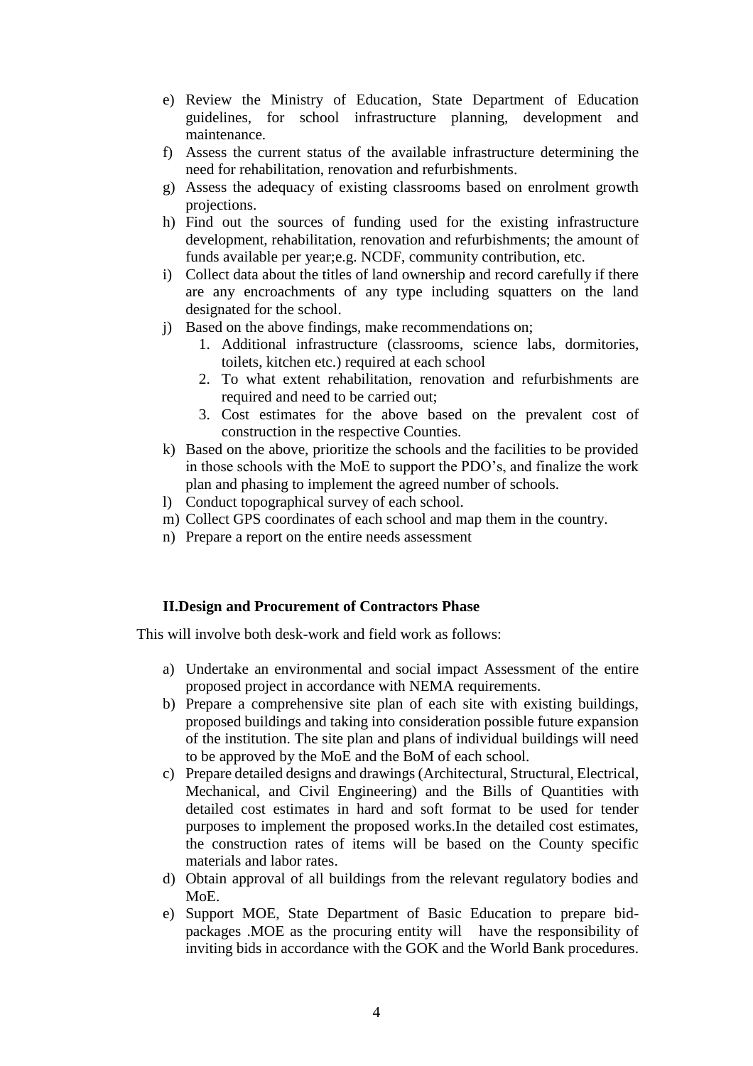e) Review the Ministry of Education, State Department of Education guidelines, for school infrastructure planning, development and maintenance.
f) Assess the current status of the available infrastructure determining the need for rehabilitation, renovation and refurbishments.
g) Assess the adequacy of existing classrooms based on enrolment growth projections.
h) Find out the sources of funding used for the existing infrastructure development, rehabilitation, renovation and refurbishments; the amount of funds available per year;e.g. NCDF, community contribution, etc.
i) Collect data about the titles of land ownership and record carefully if there are any encroachments of any type including squatters on the land designated for the school.
j) Based on the above findings, make recommendations on;
    1. Additional infrastructure (classrooms, science labs, dormitories, toilets, kitchen etc.) required at each school
    2. To what extent rehabilitation, renovation and refurbishments are required and need to be carried out;
    3. Cost estimates for the above based on the prevalent cost of construction in the respective Counties.
k) Based on the above, prioritize the schools and the facilities to be provided in those schools with the MoE to support the PDO's, and finalize the work plan and phasing to implement the agreed number of schools.
l) Conduct topographical survey of each school.
m) Collect GPS coordinates of each school and map them in the country.
n) Prepare a report on the entire needs assessment

**II.Design and Procurement of Contractors Phase**

This will involve both desk-work and field work as follows:

a) Undertake an environmental and social impact Assessment of the entire proposed project in accordance with NEMA requirements.
b) Prepare a comprehensive site plan of each site with existing buildings, proposed buildings and taking into consideration possible future expansion of the institution. The site plan and plans of individual buildings will need to be approved by the MoE and the BoM of each school.
c) Prepare detailed designs and drawings (Architectural, Structural, Electrical, Mechanical, and Civil Engineering) and the Bills of Quantities with detailed cost estimates in hard and soft format to be used for tender purposes to implement the proposed works.In the detailed cost estimates, the construction rates of items will be based on the County specific materials and labor rates.
d) Obtain approval of all buildings from the relevant regulatory bodies and MoE.
e) Support MOE, State Department of Basic Education to prepare bid-packages .MOE as the procuring entity will have the responsibility of inviting bids in accordance with the GOK and the World Bank procedures.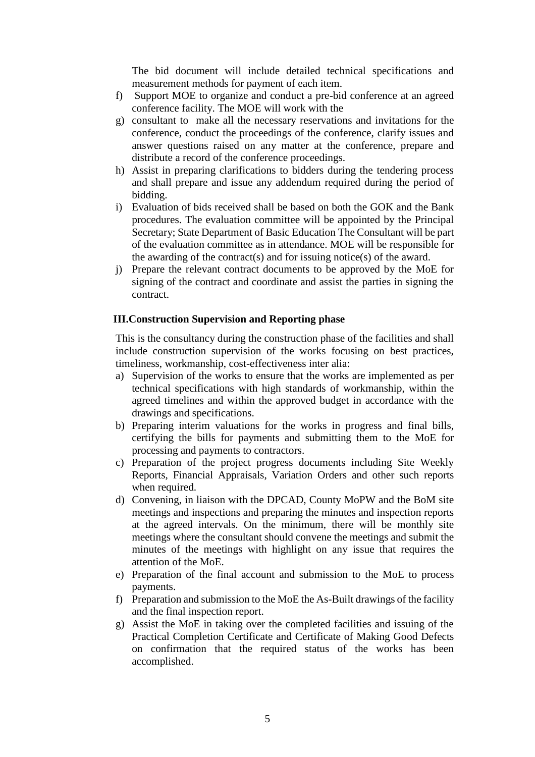The bid document will include detailed technical specifications and measurement methods for payment of each item.

f) Support MOE to organize and conduct a pre-bid conference at an agreed conference facility. The MOE will work with the
g) consultant to make all the necessary reservations and invitations for the conference, conduct the proceedings of the conference, clarify issues and answer questions raised on any matter at the conference, prepare and distribute a record of the conference proceedings.
h) Assist in preparing clarifications to bidders during the tendering process and shall prepare and issue any addendum required during the period of bidding.
i) Evaluation of bids received shall be based on both the GOK and the Bank procedures. The evaluation committee will be appointed by the Principal Secretary; State Department of Basic Education The Consultant will be part of the evaluation committee as in attendance. MOE will be responsible for the awarding of the contract(s) and for issuing notice(s) of the award.
j) Prepare the relevant contract documents to be approved by the MoE for signing of the contract and coordinate and assist the parties in signing the contract.

**III.Construction Supervision and Reporting phase**

This is the consultancy during the construction phase of the facilities and shall include construction supervision of the works focusing on best practices, timeliness, workmanship, cost-effectiveness inter alia:

a) Supervision of the works to ensure that the works are implemented as per technical specifications with high standards of workmanship, within the agreed timelines and within the approved budget in accordance with the drawings and specifications.
b) Preparing interim valuations for the works in progress and final bills, certifying the bills for payments and submitting them to the MoE for processing and payments to contractors.
c) Preparation of the project progress documents including Site Weekly Reports, Financial Appraisals, Variation Orders and other such reports when required.
d) Convening, in liaison with the DPCAD, County MoPW and the BoM site meetings and inspections and preparing the minutes and inspection reports at the agreed intervals. On the minimum, there will be monthly site meetings where the consultant should convene the meetings and submit the minutes of the meetings with highlight on any issue that requires the attention of the MoE.
e) Preparation of the final account and submission to the MoE to process payments.
f) Preparation and submission to the MoE the As-Built drawings of the facility and the final inspection report.
g) Assist the MoE in taking over the completed facilities and issuing of the Practical Completion Certificate and Certificate of Making Good Defects on confirmation that the required status of the works has been accomplished.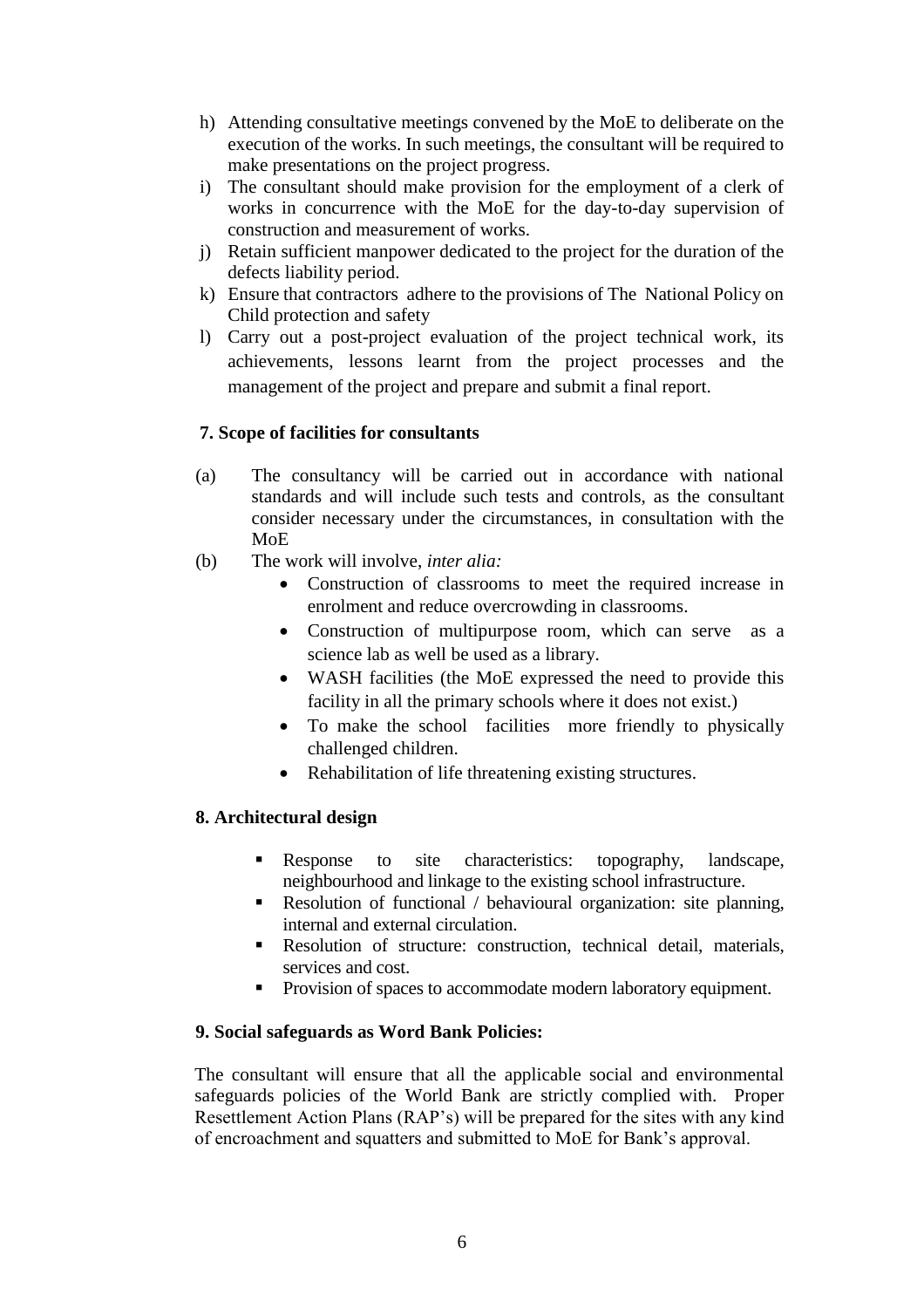h) Attending consultative meetings convened by the MoE to deliberate on the execution of the works. In such meetings, the consultant will be required to make presentations on the project progress.
i) The consultant should make provision for the employment of a clerk of works in concurrence with the MoE for the day-to-day supervision of construction and measurement of works.
j) Retain sufficient manpower dedicated to the project for the duration of the defects liability period.
k) Ensure that contractors adhere to the provisions of The National Policy on Child protection and safety
l) Carry out a post-project evaluation of the project technical work, its achievements, lessons learnt from the project processes and the management of the project and prepare and submit a final report.

**7. Scope of facilities for consultants**

(a) The consultancy will be carried out in accordance with national standards and will include such tests and controls, as the consultant consider necessary under the circumstances, in consultation with the MoE

(b) The work will involve, *inter alia:*

- Construction of classrooms to meet the required increase in enrolment and reduce overcrowding in classrooms.
- Construction of multipurpose room, which can serve as a science lab as well be used as a library.
- WASH facilities (the MoE expressed the need to provide this facility in all the primary schools where it does not exist.)
- To make the school facilities more friendly to physically challenged children.
- Rehabilitation of life threatening existing structures.

**8. Architectural design**

- Response to site characteristics: topography, landscape, neighbourhood and linkage to the existing school infrastructure.
- Resolution of functional / behavioural organization: site planning, internal and external circulation.
- Resolution of structure: construction, technical detail, materials, services and cost.
- Provision of spaces to accommodate modern laboratory equipment.

**9. Social safeguards as Word Bank Policies:**

The consultant will ensure that all the applicable social and environmental safeguards policies of the World Bank are strictly complied with. Proper Resettlement Action Plans (RAP's) will be prepared for the sites with any kind of encroachment and squatters and submitted to MoE for Bank's approval.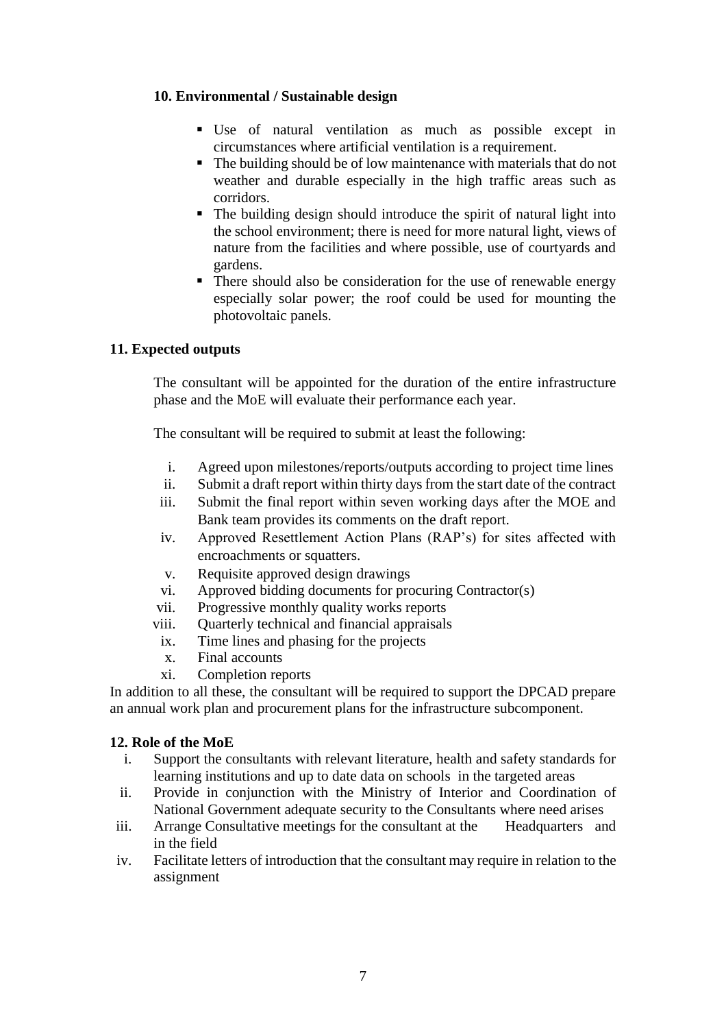**10. Environmental / Sustainable design**

- Use of natural ventilation as much as possible except in circumstances where artificial ventilation is a requirement.
- The building should be of low maintenance with materials that do not weather and durable especially in the high traffic areas such as corridors.
- The building design should introduce the spirit of natural light into the school environment; there is need for more natural light, views of nature from the facilities and where possible, use of courtyards and gardens.
- There should also be consideration for the use of renewable energy especially solar power; the roof could be used for mounting the photovoltaic panels.

**11. Expected outputs**

The consultant will be appointed for the duration of the entire infrastructure phase and the MoE will evaluate their performance each year.

The consultant will be required to submit at least the following:

i. Agreed upon milestones/reports/outputs according to project time lines
ii. Submit a draft report within thirty days from the start date of the contract
iii. Submit the final report within seven working days after the MOE and Bank team provides its comments on the draft report.
iv. Approved Resettlement Action Plans (RAP's) for sites affected with encroachments or squatters.
v. Requisite approved design drawings
vi. Approved bidding documents for procuring Contractor(s)
vii. Progressive monthly quality works reports
viii. Quarterly technical and financial appraisals
ix. Time lines and phasing for the projects
x. Final accounts
xi. Completion reports

In addition to all these, the consultant will be required to support the DPCAD prepare an annual work plan and procurement plans for the infrastructure subcomponent.

**12. Role of the MoE**

i. Support the consultants with relevant literature, health and safety standards for learning institutions and up to date data on schools in the targeted areas
ii. Provide in conjunction with the Ministry of Interior and Coordination of National Government adequate security to the Consultants where need arises
iii. Arrange Consultative meetings for the consultant at the Headquarters and in the field
iv. Facilitate letters of introduction that the consultant may require in relation to the assignment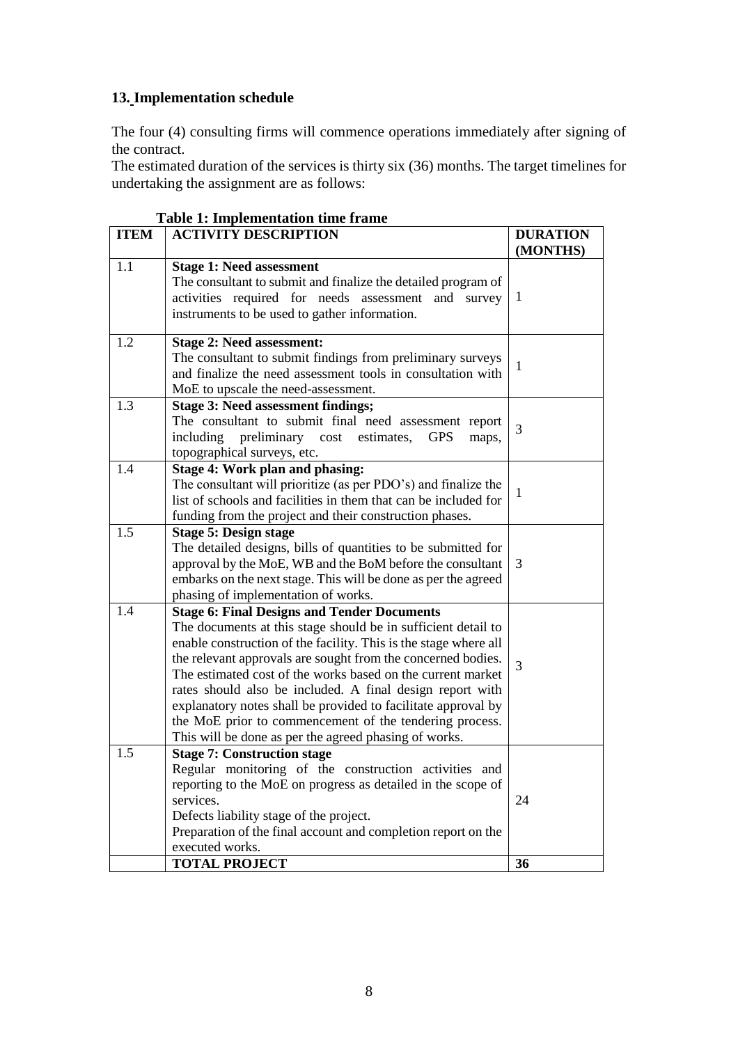## 13. Implementation schedule

The four (4) consulting firms will commence operations immediately after signing of the contract.

The estimated duration of the services is thirty six (36) months. The target timelines for undertaking the assignment are as follows:

**Table 1: Implementation time frame**

| ITEM | ACTIVITY DESCRIPTION | DURATION (MONTHS) |
|---|---|---|
| 1.1 | **Stage 1: Need assessment**<br>The consultant to submit and finalize the detailed program of activities required for needs assessment and survey instruments to be used to gather information. | 1 |
| 1.2 | **Stage 2: Need assessment:**<br>The consultant to submit findings from preliminary surveys and finalize the need assessment tools in consultation with MoE to upscale the need-assessment. | 1 |
| 1.3 | **Stage 3: Need assessment findings;**<br>The consultant to submit final need assessment report including preliminary cost estimates, GPS maps, topographical surveys, etc. | 3 |
| 1.4 | **Stage 4: Work plan and phasing:**<br>The consultant will prioritize (as per PDO's) and finalize the list of schools and facilities in them that can be included for funding from the project and their construction phases. | 1 |
| 1.5 | **Stage 5: Design stage**<br>The detailed designs, bills of quantities to be submitted for approval by the MoE, WB and the BoM before the consultant embarks on the next stage. This will be done as per the agreed phasing of implementation of works. | 3 |
| 1.4 | **Stage 6: Final Designs and Tender Documents**<br>The documents at this stage should be in sufficient detail to enable construction of the facility. This is the stage where all the relevant approvals are sought from the concerned bodies. The estimated cost of the works based on the current market rates should also be included. A final design report with explanatory notes shall be provided to facilitate approval by the MoE prior to commencement of the tendering process. This will be done as per the agreed phasing of works. | 3 |
| 1.5 | **Stage 7: Construction stage**<br>Regular monitoring of the construction activities and reporting to the MoE on progress as detailed in the scope of services.<br>Defects liability stage of the project.<br>Preparation of the final account and completion report on the executed works. | 24 |
| | **TOTAL PROJECT** | **36** |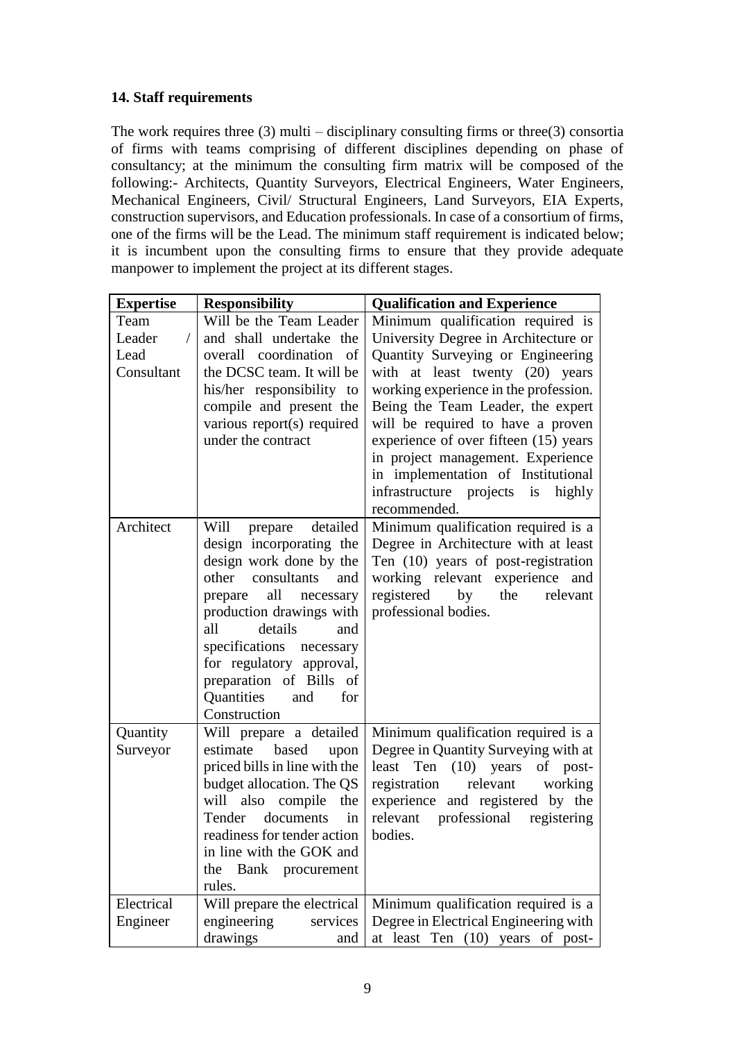### 14. Staff requirements

The work requires three (3) multi – disciplinary consulting firms or three(3) consortia of firms with teams comprising of different disciplines depending on phase of consultancy; at the minimum the consulting firm matrix will be composed of the following:- Architects, Quantity Surveyors, Electrical Engineers, Water Engineers, Mechanical Engineers, Civil/ Structural Engineers, Land Surveyors, EIA Experts, construction supervisors, and Education professionals. In case of a consortium of firms, one of the firms will be the Lead. The minimum staff requirement is indicated below; it is incumbent upon the consulting firms to ensure that they provide adequate manpower to implement the project at its different stages.

| Expertise | Responsibility | Qualification and Experience |
|---|---|---|
| Team Leader / Lead Consultant | Will be the Team Leader and shall undertake the overall coordination of the DCSC team. It will be his/her responsibility to compile and present the various report(s) required under the contract | Minimum qualification required is University Degree in Architecture or Quantity Surveying or Engineering with at least twenty (20) years working experience in the profession. Being the Team Leader, the expert will be required to have a proven experience of over fifteen (15) years in project management. Experience in implementation of Institutional infrastructure projects is highly recommended. |
| Architect | Will prepare detailed design incorporating the design work done by the other consultants and prepare all necessary production drawings with all details and specifications necessary for regulatory approval, preparation of Bills of Quantities and for Construction | Minimum qualification required is a Degree in Architecture with at least Ten (10) years of post-registration working relevant experience and registered by the relevant professional bodies. |
| Quantity Surveyor | Will prepare a detailed estimate based upon priced bills in line with the budget allocation. The QS will also compile the Tender documents in readiness for tender action in line with the GOK and the Bank procurement rules. | Minimum qualification required is a Degree in Quantity Surveying with at least Ten (10) years of post-registration relevant working experience and registered by the relevant professional registering bodies. |
| Electrical Engineer | Will prepare the electrical engineering services drawings and | Minimum qualification required is a Degree in Electrical Engineering with at least Ten (10) years of post- |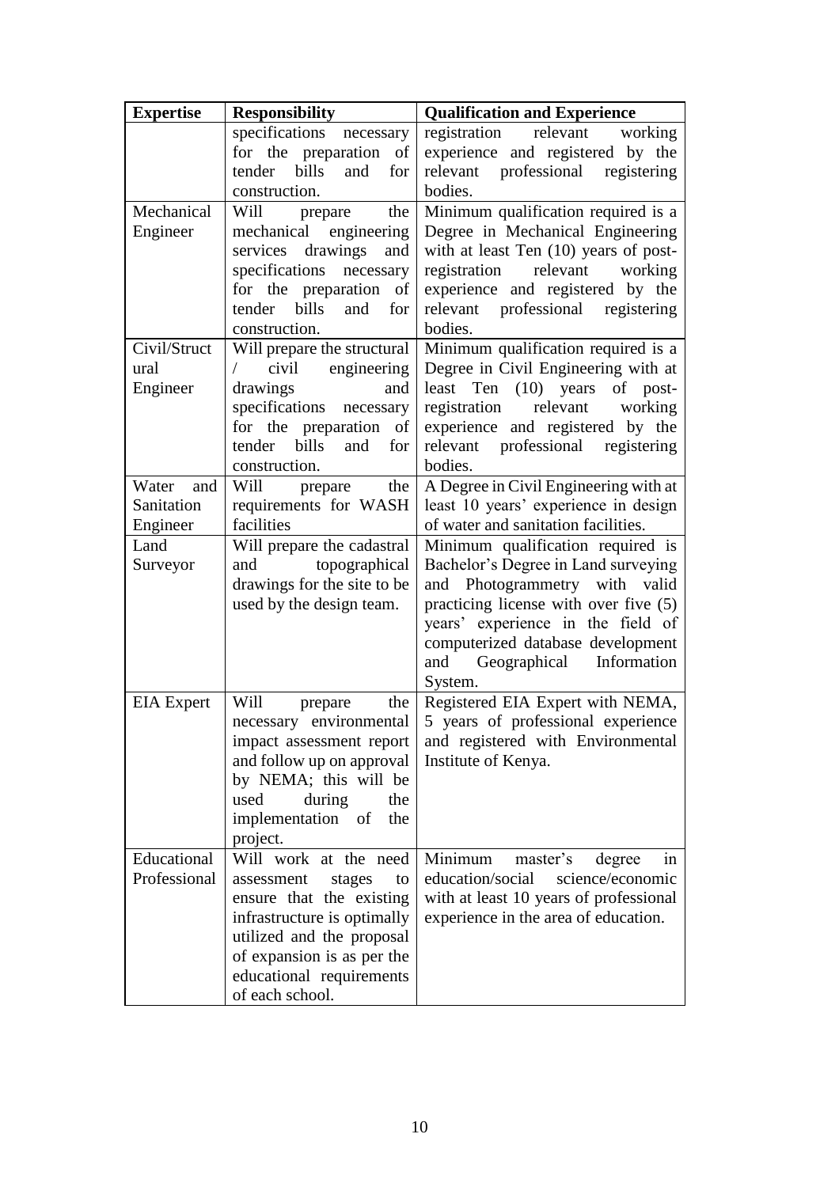| Expertise | Responsibility | Qualification and Experience |
|---|---|---|
| | specifications necessary for the preparation of tender bills and for construction. | registration relevant working experience and registered by the relevant professional registering bodies. |
| Mechanical Engineer | Will prepare the mechanical engineering services drawings and specifications necessary for the preparation of tender bills and for construction. | Minimum qualification required is a Degree in Mechanical Engineering with at least Ten (10) years of post-registration relevant working experience and registered by the relevant professional registering bodies. |
| Civil/Structural Engineer | Will prepare the structural / civil engineering drawings and specifications necessary for the preparation of tender bills and for construction. | Minimum qualification required is a Degree in Civil Engineering with at least Ten (10) years of post-registration relevant working experience and registered by the relevant professional registering bodies. |
| Water and Sanitation Engineer | Will prepare the requirements for WASH facilities | A Degree in Civil Engineering with at least 10 years' experience in design of water and sanitation facilities. |
| Land Surveyor | Will prepare the cadastral and topographical drawings for the site to be used by the design team. | Minimum qualification required is Bachelor's Degree in Land surveying and Photogrammetry with valid practicing license with over five (5) years' experience in the field of computerized database development and Geographical Information System. |
| EIA Expert | Will prepare the necessary environmental impact assessment report and follow up on approval by NEMA; this will be used during the implementation of the project. | Registered EIA Expert with NEMA, 5 years of professional experience and registered with Environmental Institute of Kenya. |
| Educational Professional | Will work at the need assessment stages to ensure that the existing infrastructure is optimally utilized and the proposal of expansion is as per the educational requirements of each school. | Minimum master's degree in education/social science/economic with at least 10 years of professional experience in the area of education. |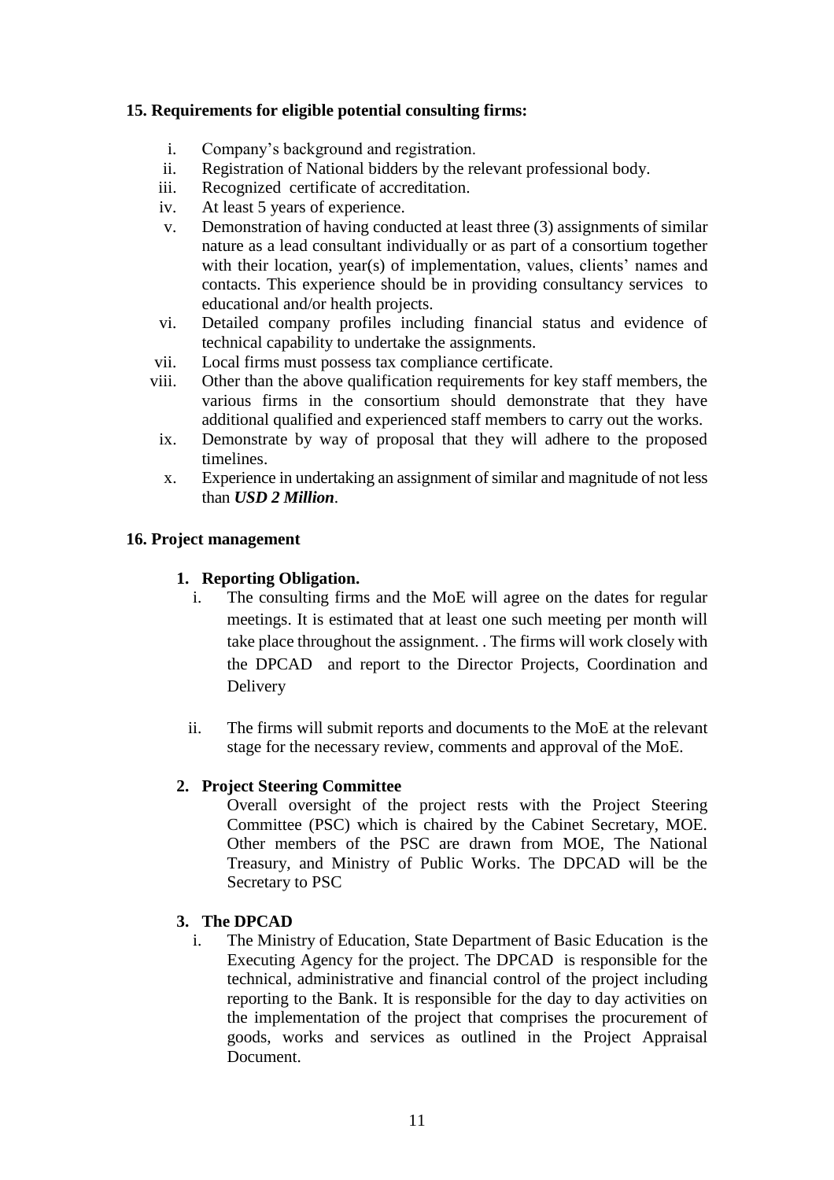**15. Requirements for eligible potential consulting firms:**

i. Company's background and registration.
ii. Registration of National bidders by the relevant professional body.
iii. Recognized certificate of accreditation.
iv. At least 5 years of experience.
v. Demonstration of having conducted at least three (3) assignments of similar nature as a lead consultant individually or as part of a consortium together with their location, year(s) of implementation, values, clients' names and contacts. This experience should be in providing consultancy services to educational and/or health projects.
vi. Detailed company profiles including financial status and evidence of technical capability to undertake the assignments.
vii. Local firms must possess tax compliance certificate.
viii. Other than the above qualification requirements for key staff members, the various firms in the consortium should demonstrate that they have additional qualified and experienced staff members to carry out the works.
ix. Demonstrate by way of proposal that they will adhere to the proposed timelines.
x. Experience in undertaking an assignment of similar and magnitude of not less than ***USD 2 Million***.

**16. Project management**

**1. Reporting Obligation.**

i. The consulting firms and the MoE will agree on the dates for regular meetings. It is estimated that at least one such meeting per month will take place throughout the assignment. . The firms will work closely with the DPCAD and report to the Director Projects, Coordination and Delivery

ii. The firms will submit reports and documents to the MoE at the relevant stage for the necessary review, comments and approval of the MoE.

**2. Project Steering Committee**

Overall oversight of the project rests with the Project Steering Committee (PSC) which is chaired by the Cabinet Secretary, MOE. Other members of the PSC are drawn from MOE, The National Treasury, and Ministry of Public Works. The DPCAD will be the Secretary to PSC

**3. The DPCAD**

i. The Ministry of Education, State Department of Basic Education is the Executing Agency for the project. The DPCAD is responsible for the technical, administrative and financial control of the project including reporting to the Bank. It is responsible for the day to day activities on the implementation of the project that comprises the procurement of goods, works and services as outlined in the Project Appraisal Document.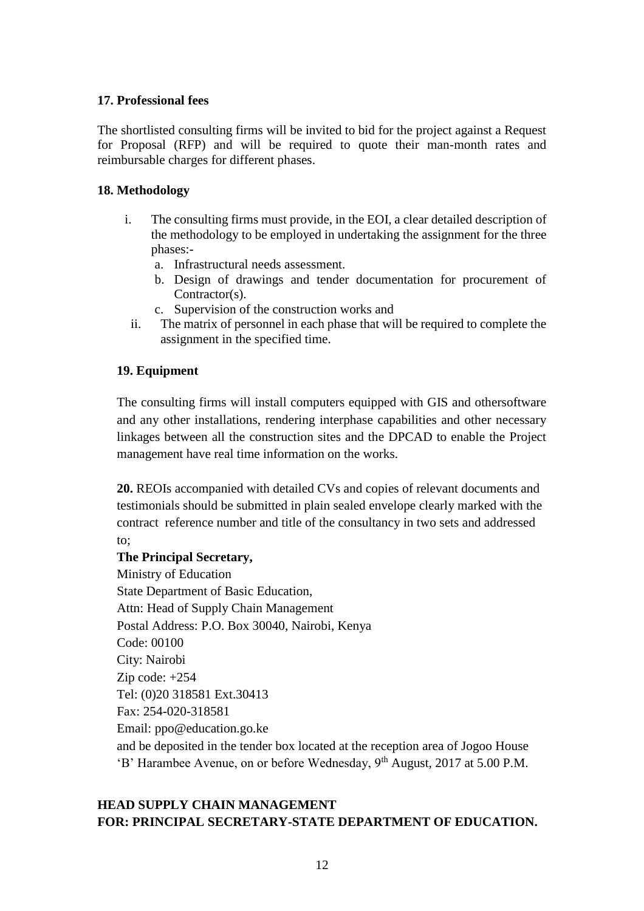**17. Professional fees**

The shortlisted consulting firms will be invited to bid for the project against a Request for Proposal (RFP) and will be required to quote their man-month rates and reimbursable charges for different phases.

**18. Methodology**

i. The consulting firms must provide, in the EOI, a clear detailed description of the methodology to be employed in undertaking the assignment for the three phases:-
   a. Infrastructural needs assessment.
   b. Design of drawings and tender documentation for procurement of Contractor(s).
   c. Supervision of the construction works and

ii. The matrix of personnel in each phase that will be required to complete the assignment in the specified time.

**19. Equipment**

The consulting firms will install computers equipped with GIS and othersoftware and any other installations, rendering interphase capabilities and other necessary linkages between all the construction sites and the DPCAD to enable the Project management have real time information on the works.

**20.** REOIs accompanied with detailed CVs and copies of relevant documents and testimonials should be submitted in plain sealed envelope clearly marked with the contract reference number and title of the consultancy in two sets and addressed to;

**The Principal Secretary,**
Ministry of Education
State Department of Basic Education,
Attn: Head of Supply Chain Management
Postal Address: P.O. Box 30040, Nairobi, Kenya
Code: 00100
City: Nairobi
Zip code: +254
Tel: (0)20 318581 Ext.30413
Fax: 254-020-318581
Email: ppo@education.go.ke
and be deposited in the tender box located at the reception area of Jogoo House 'B' Harambee Avenue, on or before Wednesday, 9th August, 2017 at 5.00 P.M.

**HEAD SUPPLY CHAIN MANAGEMENT**
**FOR: PRINCIPAL SECRETARY-STATE DEPARTMENT OF EDUCATION.**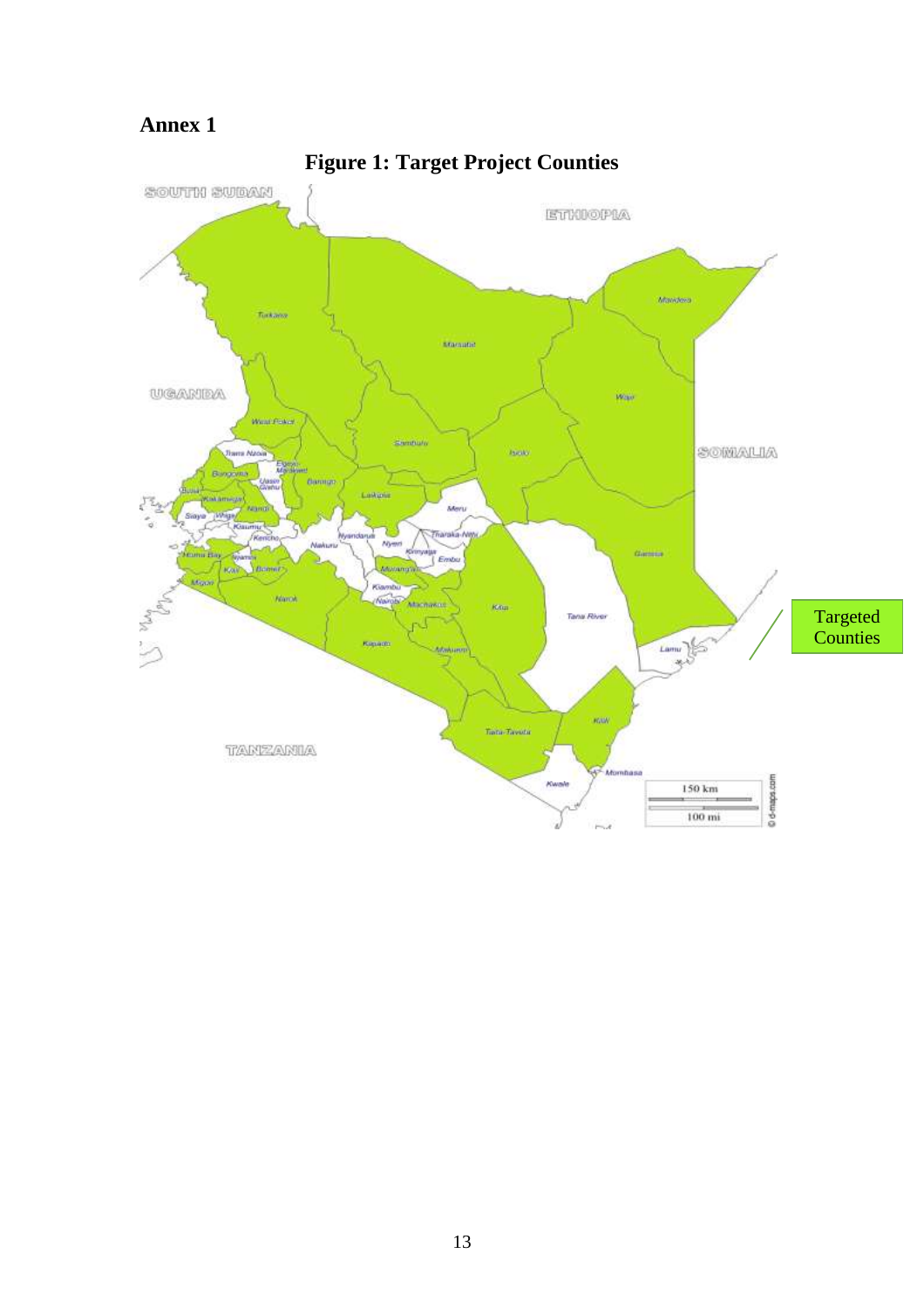# Annex 1

**Figure 1: Target Project Counties**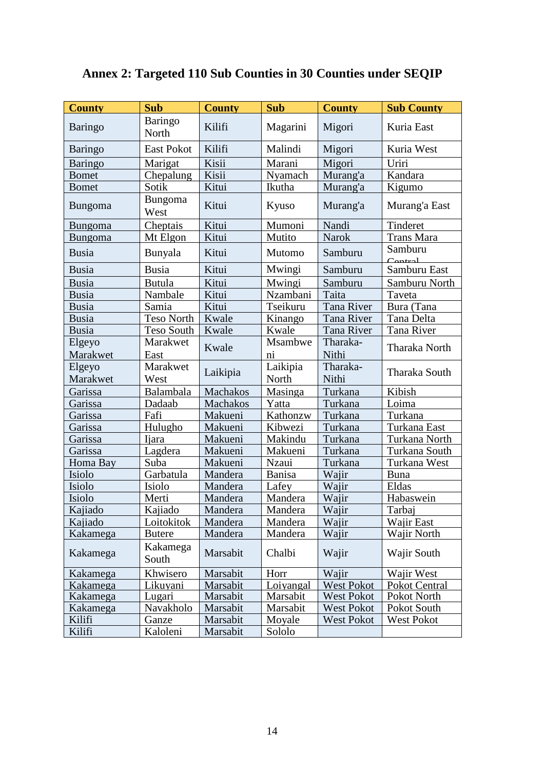# Annex 2: Targeted 110 Sub Counties in 30 Counties under SEQIP

| County | Sub | County | Sub | County | Sub County |
|---|---|---|---|---|---|
| Baringo | Baringo North | Kilifi | Magarini | Migori | Kuria East |
| Baringo | East Pokot | Kilifi | Malindi | Migori | Kuria West |
| Baringo | Marigat | Kisii | Marani | Migori | Uriri |
| Bomet | Chepalung | Kisii | Nyamach | Murang'a | Kandara |
| Bomet | Sotik | Kitui | Ikutha | Murang'a | Kigumo |
| Bungoma | Bungoma West | Kitui | Kyuso | Murang'a | Murang'a East |
| Bungoma | Cheptais | Kitui | Mumoni | Nandi | Tinderet |
| Bungoma | Mt Elgon | Kitui | Mutito | Narok | Trans Mara |
| Busia | Bunyala | Kitui | Mutomo | Samburu | Samburu Central |
| Busia | Busia | Kitui | Mwingi | Samburu | Samburu East |
| Busia | Butula | Kitui | Mwingi | Samburu | Samburu North |
| Busia | Nambale | Kitui | Nzambani | Taita | Taveta |
| Busia | Samia | Kitui | Tseikuru | Tana River | Bura (Tana |
| Busia | Teso North | Kwale | Kinango | Tana River | Tana Delta |
| Busia | Teso South | Kwale | Kwale | Tana River | Tana River |
| Elgeyo Marakwet | Marakwet East | Kwale | Msambwe ni | Tharaka-Nithi | Tharaka North |
| Elgeyo Marakwet | Marakwet West | Laikipia | Laikipia North | Tharaka-Nithi | Tharaka South |
| Garissa | Balambala | Machakos | Masinga | Turkana | Kibish |
| Garissa | Dadaab | Machakos | Yatta | Turkana | Loima |
| Garissa | Fafi | Makueni | Kathonzw | Turkana | Turkana |
| Garissa | Hulugho | Makueni | Kibwezi | Turkana | Turkana East |
| Garissa | Ijara | Makueni | Makindu | Turkana | Turkana North |
| Garissa | Lagdera | Makueni | Makueni | Turkana | Turkana South |
| Homa Bay | Suba | Makueni | Nzaui | Turkana | Turkana West |
| Isiolo | Garbatula | Mandera | Banisa | Wajir | Buna |
| Isiolo | Isiolo | Mandera | Lafey | Wajir | Eldas |
| Isiolo | Merti | Mandera | Mandera | Wajir | Habaswein |
| Kajiado | Kajiado | Mandera | Mandera | Wajir | Tarbaj |
| Kajiado | Loitokitok | Mandera | Mandera | Wajir | Wajir East |
| Kakamega | Butere | Mandera | Mandera | Wajir | Wajir North |
| Kakamega | Kakamega South | Marsabit | Chalbi | Wajir | Wajir South |
| Kakamega | Khwisero | Marsabit | Horr | Wajir | Wajir West |
| Kakamega | Likuyani | Marsabit | Loiyangal | West Pokot | Pokot Central |
| Kakamega | Lugari | Marsabit | Marsabit | West Pokot | Pokot North |
| Kakamega | Navakholo | Marsabit | Marsabit | West Pokot | Pokot South |
| Kilifi | Ganze | Marsabit | Moyale | West Pokot | West Pokot |
| Kilifi | Kaloleni | Marsabit | Sololo | | |